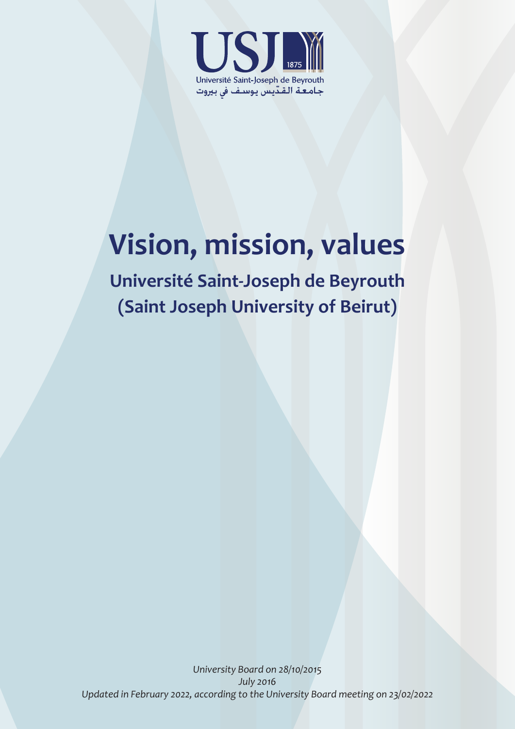USJ 1875

Université Saint-Joseph de Beyrouth

جامعة القدّيس يوسف في بيروت

# Vision, mission, values

## Université Saint-Joseph de Beyrouth (Saint Joseph University of Beirut)

*University Board on 28/10/2015*
*July 2016*
*Updated in February 2022, according to the University Board meeting on 23/02/2022*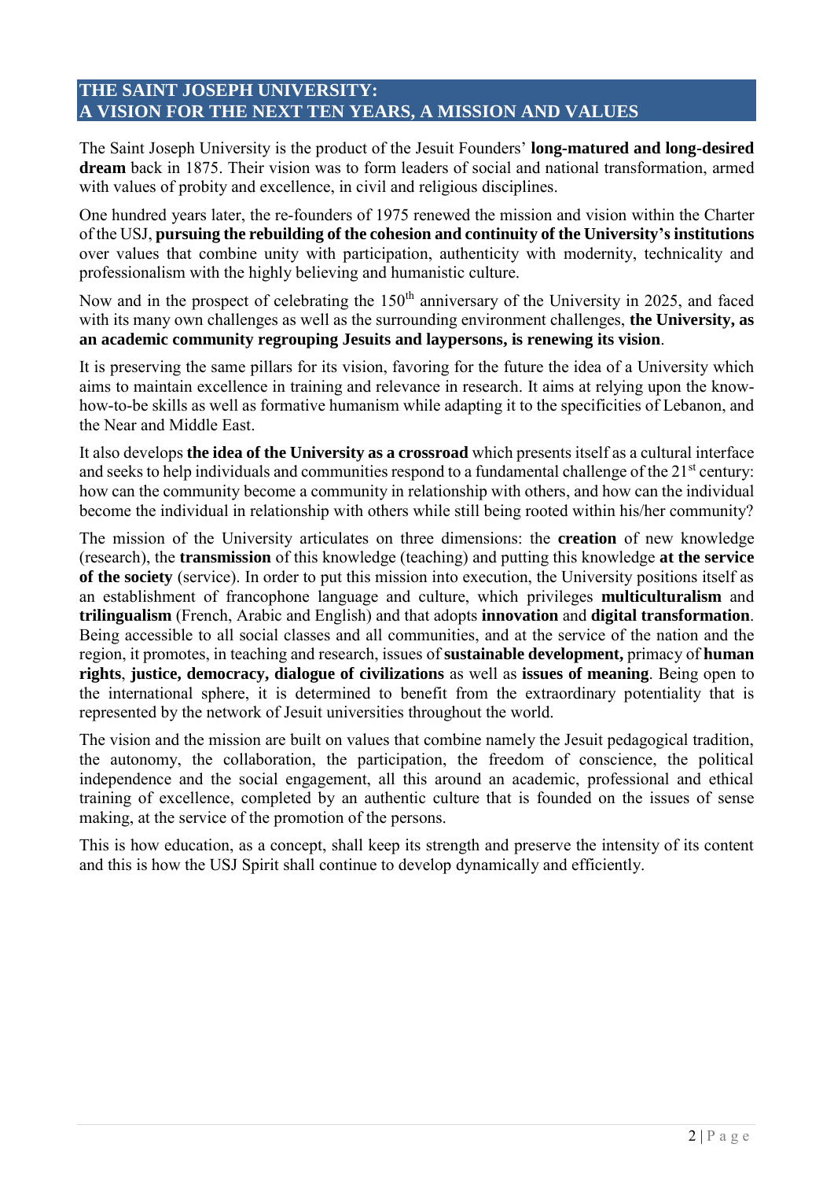## THE SAINT JOSEPH UNIVERSITY: A VISION FOR THE NEXT TEN YEARS, A MISSION AND VALUES

The Saint Joseph University is the product of the Jesuit Founders' **long-matured and long-desired dream** back in 1875. Their vision was to form leaders of social and national transformation, armed with values of probity and excellence, in civil and religious disciplines.

One hundred years later, the re-founders of 1975 renewed the mission and vision within the Charter of the USJ, **pursuing the rebuilding of the cohesion and continuity of the University's institutions** over values that combine unity with participation, authenticity with modernity, technicality and professionalism with the highly believing and humanistic culture.

Now and in the prospect of celebrating the 150th anniversary of the University in 2025, and faced with its many own challenges as well as the surrounding environment challenges, **the University, as an academic community regrouping Jesuits and laypersons, is renewing its vision**.

It is preserving the same pillars for its vision, favoring for the future the idea of a University which aims to maintain excellence in training and relevance in research. It aims at relying upon the know-how-to-be skills as well as formative humanism while adapting it to the specificities of Lebanon, and the Near and Middle East.

It also develops **the idea of the University as a crossroad** which presents itself as a cultural interface and seeks to help individuals and communities respond to a fundamental challenge of the 21st century: how can the community become a community in relationship with others, and how can the individual become the individual in relationship with others while still being rooted within his/her community?

The mission of the University articulates on three dimensions: the **creation** of new knowledge (research), the **transmission** of this knowledge (teaching) and putting this knowledge **at the service of the society** (service). In order to put this mission into execution, the University positions itself as an establishment of francophone language and culture, which privileges **multiculturalism** and **trilingualism** (French, Arabic and English) and that adopts **innovation** and **digital transformation**. Being accessible to all social classes and all communities, and at the service of the nation and the region, it promotes, in teaching and research, issues of **sustainable development,** primacy of **human rights**, **justice, democracy, dialogue of civilizations** as well as **issues of meaning**. Being open to the international sphere, it is determined to benefit from the extraordinary potentiality that is represented by the network of Jesuit universities throughout the world.

The vision and the mission are built on values that combine namely the Jesuit pedagogical tradition, the autonomy, the collaboration, the participation, the freedom of conscience, the political independence and the social engagement, all this around an academic, professional and ethical training of excellence, completed by an authentic culture that is founded on the issues of sense making, at the service of the promotion of the persons.

This is how education, as a concept, shall keep its strength and preserve the intensity of its content and this is how the USJ Spirit shall continue to develop dynamically and efficiently.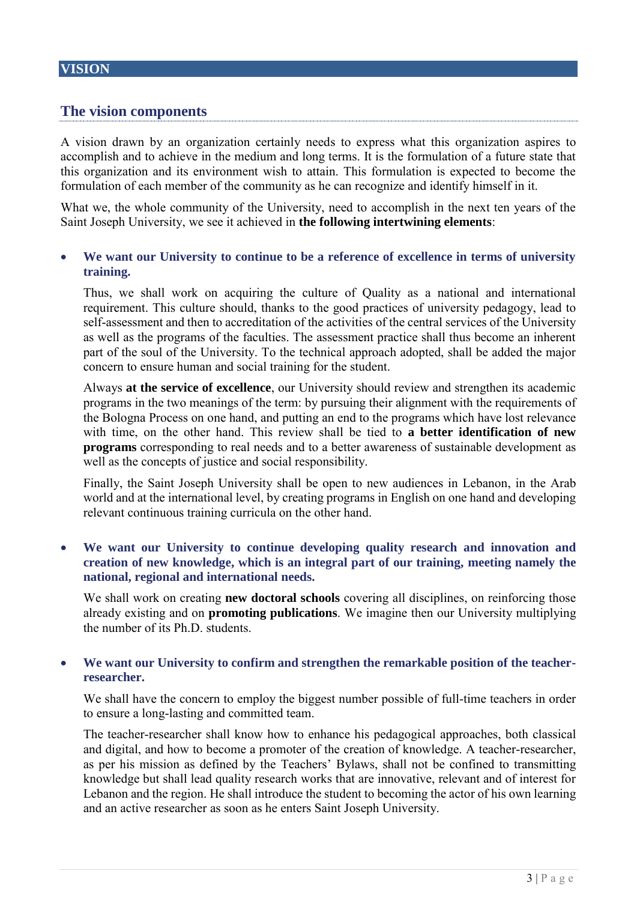# VISION

## The vision components

A vision drawn by an organization certainly needs to express what this organization aspires to accomplish and to achieve in the medium and long terms. It is the formulation of a future state that this organization and its environment wish to attain. This formulation is expected to become the formulation of each member of the community as he can recognize and identify himself in it.

What we, the whole community of the University, need to accomplish in the next ten years of the Saint Joseph University, we see it achieved in **the following intertwining elements**:

- **We want our University to continue to be a reference of excellence in terms of university training.**

  Thus, we shall work on acquiring the culture of Quality as a national and international requirement. This culture should, thanks to the good practices of university pedagogy, lead to self-assessment and then to accreditation of the activities of the central services of the University as well as the programs of the faculties. The assessment practice shall thus become an inherent part of the soul of the University. To the technical approach adopted, shall be added the major concern to ensure human and social training for the student.

  Always **at the service of excellence**, our University should review and strengthen its academic programs in the two meanings of the term: by pursuing their alignment with the requirements of the Bologna Process on one hand, and putting an end to the programs which have lost relevance with time, on the other hand. This review shall be tied to **a better identification of new programs** corresponding to real needs and to a better awareness of sustainable development as well as the concepts of justice and social responsibility.

  Finally, the Saint Joseph University shall be open to new audiences in Lebanon, in the Arab world and at the international level, by creating programs in English on one hand and developing relevant continuous training curricula on the other hand.

- **We want our University to continue developing quality research and innovation and creation of new knowledge, which is an integral part of our training, meeting namely the national, regional and international needs.**

  We shall work on creating **new doctoral schools** covering all disciplines, on reinforcing those already existing and on **promoting publications**. We imagine then our University multiplying the number of its Ph.D. students.

- **We want our University to confirm and strengthen the remarkable position of the teacher-researcher.**

  We shall have the concern to employ the biggest number possible of full-time teachers in order to ensure a long-lasting and committed team.

  The teacher-researcher shall know how to enhance his pedagogical approaches, both classical and digital, and how to become a promoter of the creation of knowledge. A teacher-researcher, as per his mission as defined by the Teachers' Bylaws, shall not be confined to transmitting knowledge but shall lead quality research works that are innovative, relevant and of interest for Lebanon and the region. He shall introduce the student to becoming the actor of his own learning and an active researcher as soon as he enters Saint Joseph University.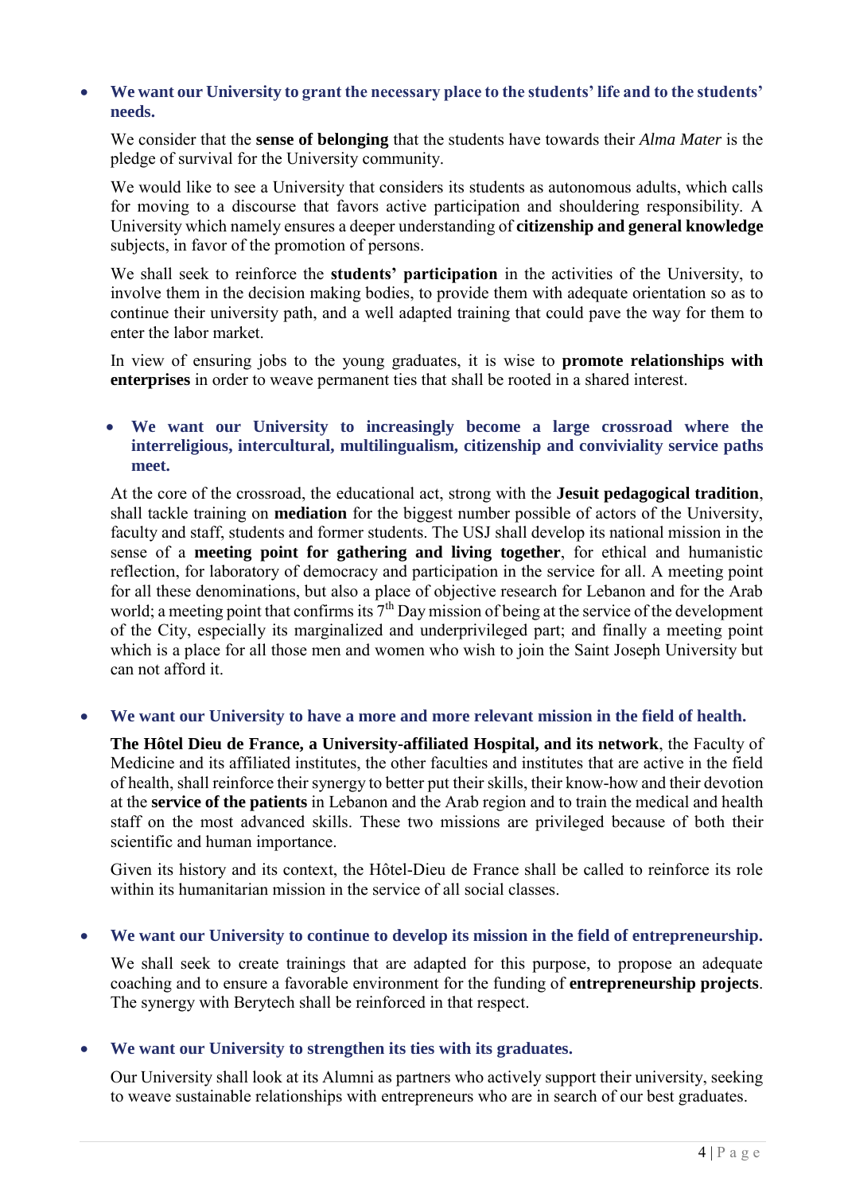- **We want our University to grant the necessary place to the students' life and to the students' needs.**

  We consider that the **sense of belonging** that the students have towards their *Alma Mater* is the pledge of survival for the University community.

  We would like to see a University that considers its students as autonomous adults, which calls for moving to a discourse that favors active participation and shouldering responsibility. A University which namely ensures a deeper understanding of **citizenship and general knowledge** subjects, in favor of the promotion of persons.

  We shall seek to reinforce the **students' participation** in the activities of the University, to involve them in the decision making bodies, to provide them with adequate orientation so as to continue their university path, and a well adapted training that could pave the way for them to enter the labor market.

  In view of ensuring jobs to the young graduates, it is wise to **promote relationships with enterprises** in order to weave permanent ties that shall be rooted in a shared interest.

  - **We want our University to increasingly become a large crossroad where the interreligious, intercultural, multilingualism, citizenship and conviviality service paths meet.**

  At the core of the crossroad, the educational act, strong with the **Jesuit pedagogical tradition**, shall tackle training on **mediation** for the biggest number possible of actors of the University, faculty and staff, students and former students. The USJ shall develop its national mission in the sense of a **meeting point for gathering and living together**, for ethical and humanistic reflection, for laboratory of democracy and participation in the service for all. A meeting point for all these denominations, but also a place of objective research for Lebanon and for the Arab world; a meeting point that confirms its 7th Day mission of being at the service of the development of the City, especially its marginalized and underprivileged part; and finally a meeting point which is a place for all those men and women who wish to join the Saint Joseph University but can not afford it.

- **We want our University to have a more and more relevant mission in the field of health.**

  **The Hôtel Dieu de France, a University-affiliated Hospital, and its network**, the Faculty of Medicine and its affiliated institutes, the other faculties and institutes that are active in the field of health, shall reinforce their synergy to better put their skills, their know-how and their devotion at the **service of the patients** in Lebanon and the Arab region and to train the medical and health staff on the most advanced skills. These two missions are privileged because of both their scientific and human importance.

  Given its history and its context, the Hôtel-Dieu de France shall be called to reinforce its role within its humanitarian mission in the service of all social classes.

- **We want our University to continue to develop its mission in the field of entrepreneurship.**

  We shall seek to create trainings that are adapted for this purpose, to propose an adequate coaching and to ensure a favorable environment for the funding of **entrepreneurship projects**. The synergy with Berytech shall be reinforced in that respect.

- **We want our University to strengthen its ties with its graduates.**

  Our University shall look at its Alumni as partners who actively support their university, seeking to weave sustainable relationships with entrepreneurs who are in search of our best graduates.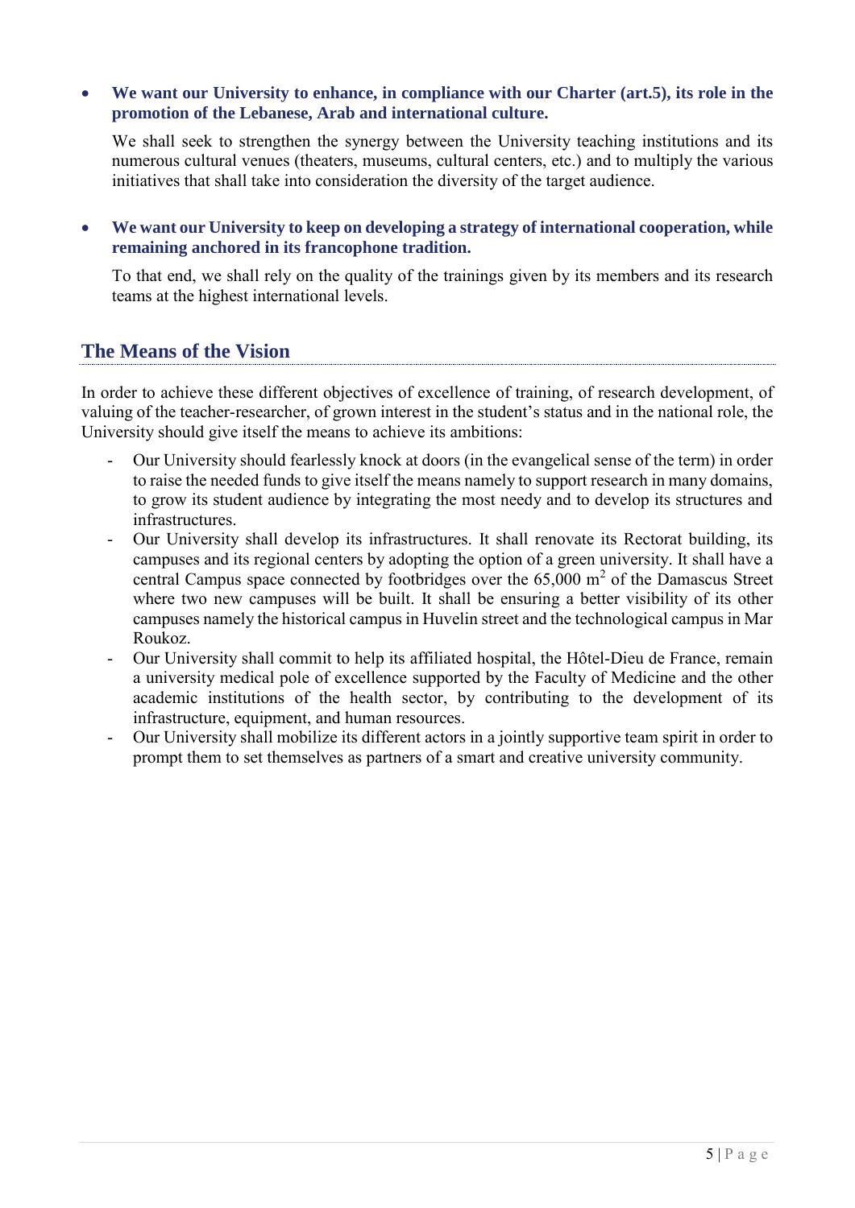- **We want our University to enhance, in compliance with our Charter (art.5), its role in the promotion of the Lebanese, Arab and international culture.**

  We shall seek to strengthen the synergy between the University teaching institutions and its numerous cultural venues (theaters, museums, cultural centers, etc.) and to multiply the various initiatives that shall take into consideration the diversity of the target audience.

- **We want our University to keep on developing a strategy of international cooperation, while remaining anchored in its francophone tradition.**

  To that end, we shall rely on the quality of the trainings given by its members and its research teams at the highest international levels.

## The Means of the Vision

In order to achieve these different objectives of excellence of training, of research development, of valuing of the teacher-researcher, of grown interest in the student's status and in the national role, the University should give itself the means to achieve its ambitions:

- Our University should fearlessly knock at doors (in the evangelical sense of the term) in order to raise the needed funds to give itself the means namely to support research in many domains, to grow its student audience by integrating the most needy and to develop its structures and infrastructures.
- Our University shall develop its infrastructures. It shall renovate its Rectorat building, its campuses and its regional centers by adopting the option of a green university. It shall have a central Campus space connected by footbridges over the 65,000 $m^2$ of the Damascus Street where two new campuses will be built. It shall be ensuring a better visibility of its other campuses namely the historical campus in Huvelin street and the technological campus in Mar Roukoz.
- Our University shall commit to help its affiliated hospital, the Hôtel-Dieu de France, remain a university medical pole of excellence supported by the Faculty of Medicine and the other academic institutions of the health sector, by contributing to the development of its infrastructure, equipment, and human resources.
- Our University shall mobilize its different actors in a jointly supportive team spirit in order to prompt them to set themselves as partners of a smart and creative university community.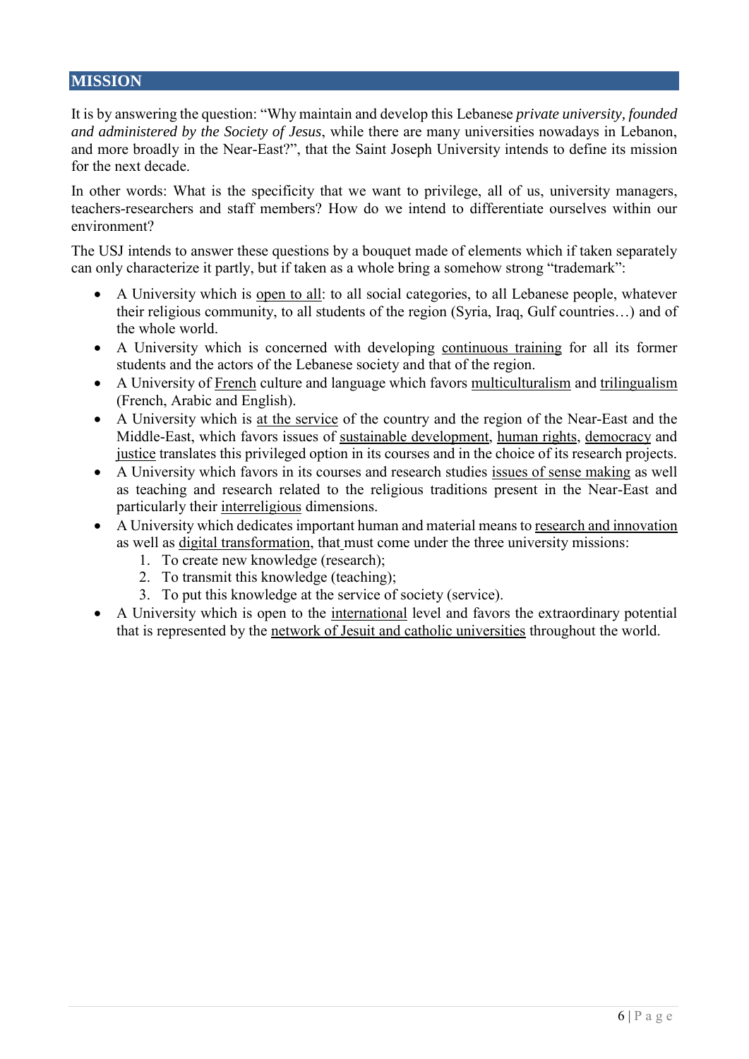## MISSION

It is by answering the question: "Why maintain and develop this Lebanese *private university, founded and administered by the Society of Jesus*, while there are many universities nowadays in Lebanon, and more broadly in the Near-East?", that the Saint Joseph University intends to define its mission for the next decade.

In other words: What is the specificity that we want to privilege, all of us, university managers, teachers-researchers and staff members? How do we intend to differentiate ourselves within our environment?

The USJ intends to answer these questions by a bouquet made of elements which if taken separately can only characterize it partly, but if taken as a whole bring a somehow strong "trademark":

- A University which is open to all: to all social categories, to all Lebanese people, whatever their religious community, to all students of the region (Syria, Iraq, Gulf countries…) and of the whole world.
- A University which is concerned with developing continuous training for all its former students and the actors of the Lebanese society and that of the region.
- A University of French culture and language which favors multiculturalism and trilingualism (French, Arabic and English).
- A University which is at the service of the country and the region of the Near-East and the Middle-East, which favors issues of sustainable development, human rights, democracy and justice translates this privileged option in its courses and in the choice of its research projects.
- A University which favors in its courses and research studies issues of sense making as well as teaching and research related to the religious traditions present in the Near-East and particularly their interreligious dimensions.
- A University which dedicates important human and material means to research and innovation as well as digital transformation, that must come under the three university missions:
    1. To create new knowledge (research);
    2. To transmit this knowledge (teaching);
    3. To put this knowledge at the service of society (service).
- A University which is open to the international level and favors the extraordinary potential that is represented by the network of Jesuit and catholic universities throughout the world.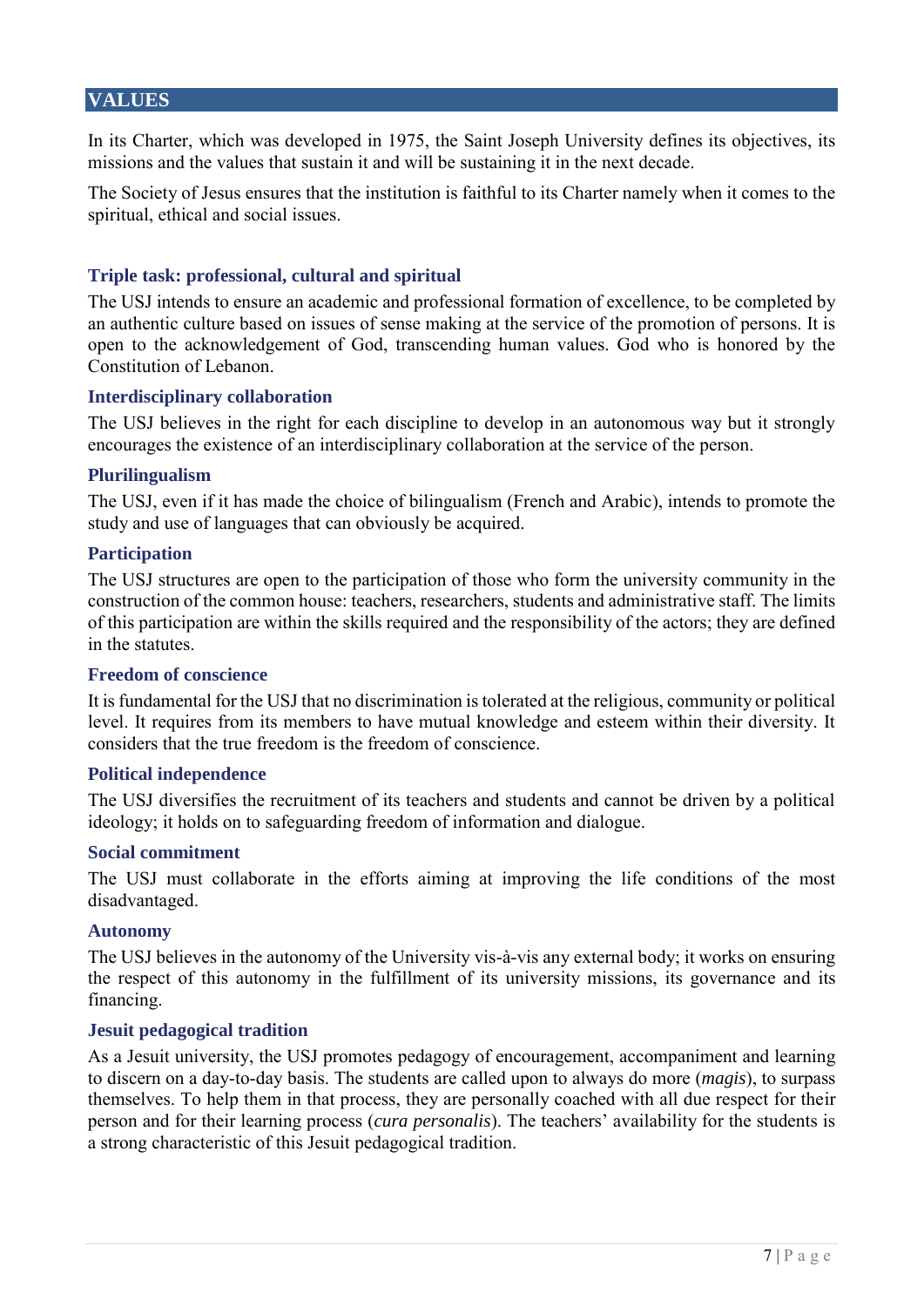## VALUES

In its Charter, which was developed in 1975, the Saint Joseph University defines its objectives, its missions and the values that sustain it and will be sustaining it in the next decade.

The Society of Jesus ensures that the institution is faithful to its Charter namely when it comes to the spiritual, ethical and social issues.

### Triple task: professional, cultural and spiritual

The USJ intends to ensure an academic and professional formation of excellence, to be completed by an authentic culture based on issues of sense making at the service of the promotion of persons. It is open to the acknowledgement of God, transcending human values. God who is honored by the Constitution of Lebanon.

### Interdisciplinary collaboration

The USJ believes in the right for each discipline to develop in an autonomous way but it strongly encourages the existence of an interdisciplinary collaboration at the service of the person.

### Plurilingualism

The USJ, even if it has made the choice of bilingualism (French and Arabic), intends to promote the study and use of languages that can obviously be acquired.

### Participation

The USJ structures are open to the participation of those who form the university community in the construction of the common house: teachers, researchers, students and administrative staff. The limits of this participation are within the skills required and the responsibility of the actors; they are defined in the statutes.

### Freedom of conscience

It is fundamental for the USJ that no discrimination is tolerated at the religious, community or political level. It requires from its members to have mutual knowledge and esteem within their diversity. It considers that the true freedom is the freedom of conscience.

### Political independence

The USJ diversifies the recruitment of its teachers and students and cannot be driven by a political ideology; it holds on to safeguarding freedom of information and dialogue.

### Social commitment

The USJ must collaborate in the efforts aiming at improving the life conditions of the most disadvantaged.

### Autonomy

The USJ believes in the autonomy of the University vis-à-vis any external body; it works on ensuring the respect of this autonomy in the fulfillment of its university missions, its governance and its financing.

### Jesuit pedagogical tradition

As a Jesuit university, the USJ promotes pedagogy of encouragement, accompaniment and learning to discern on a day-to-day basis. The students are called upon to always do more (*magis*), to surpass themselves. To help them in that process, they are personally coached with all due respect for their person and for their learning process (*cura personalis*). The teachers' availability for the students is a strong characteristic of this Jesuit pedagogical tradition.